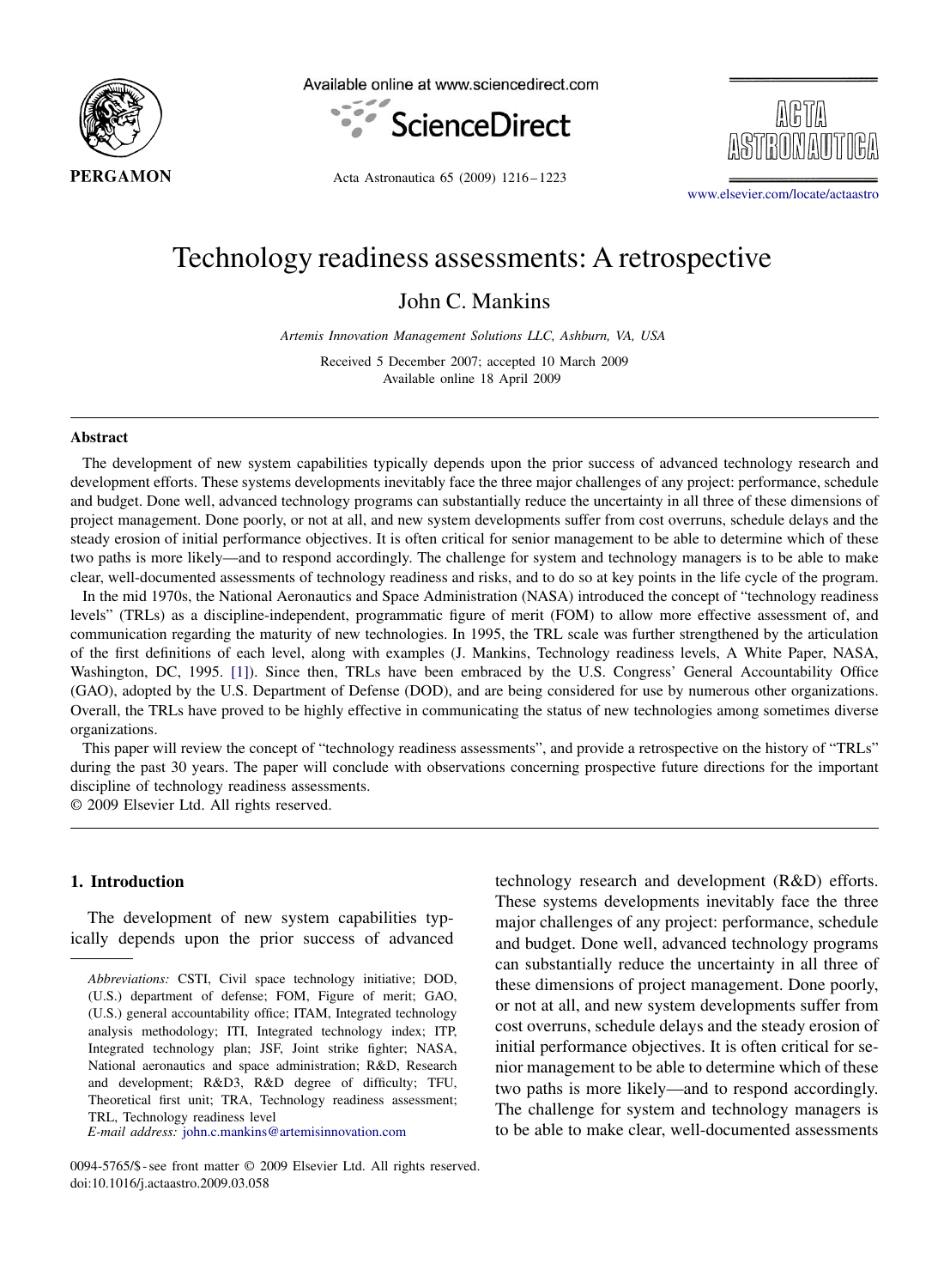# Technology readiness assessments: A retrospective

John C. Mankins

*Artemis Innovation Management Solutions LLC, Ashburn, VA, USA*

Received 5 December 2007; accepted 10 March 2009
Available online 18 April 2009

## Abstract

The development of new system capabilities typically depends upon the prior success of advanced technology research and development efforts. These systems developments inevitably face the three major challenges of any project: performance, schedule and budget. Done well, advanced technology programs can substantially reduce the uncertainty in all three of these dimensions of project management. Done poorly, or not at all, and new system developments suffer from cost overruns, schedule delays and the steady erosion of initial performance objectives. It is often critical for senior management to be able to determine which of these two paths is more likely—and to respond accordingly. The challenge for system and technology managers is to be able to make clear, well-documented assessments of technology readiness and risks, and to do so at key points in the life cycle of the program.

In the mid 1970s, the National Aeronautics and Space Administration (NASA) introduced the concept of "technology readiness levels" (TRLs) as a discipline-independent, programmatic figure of merit (FOM) to allow more effective assessment of, and communication regarding the maturity of new technologies. In 1995, the TRL scale was further strengthened by the articulation of the first definitions of each level, along with examples (J. Mankins, Technology readiness levels, A White Paper, NASA, Washington, DC, 1995. [1]). Since then, TRLs have been embraced by the U.S. Congress' General Accountability Office (GAO), adopted by the U.S. Department of Defense (DOD), and are being considered for use by numerous other organizations. Overall, the TRLs have proved to be highly effective in communicating the status of new technologies among sometimes diverse organizations.

This paper will review the concept of "technology readiness assessments", and provide a retrospective on the history of "TRLs" during the past 30 years. The paper will conclude with observations concerning prospective future directions for the important discipline of technology readiness assessments.

© 2009 Elsevier Ltd. All rights reserved.

## 1. Introduction

The development of new system capabilities typically depends upon the prior success of advanced technology research and development (R&D) efforts. These systems developments inevitably face the three major challenges of any project: performance, schedule and budget. Done well, advanced technology programs can substantially reduce the uncertainty in all three of these dimensions of project management. Done poorly, or not at all, and new system developments suffer from cost overruns, schedule delays and the steady erosion of initial performance objectives. It is often critical for senior management to be able to determine which of these two paths is more likely—and to respond accordingly. The challenge for system and technology managers is to be able to make clear, well-documented assessments

*Abbreviations:* CSTI, Civil space technology initiative; DOD, (U.S.) department of defense; FOM, Figure of merit; GAO, (U.S.) general accountability office; ITAM, Integrated technology analysis methodology; ITI, Integrated technology index; ITP, Integrated technology plan; JSF, Joint strike fighter; NASA, National aeronautics and space administration; R&D, Research and development; R&D3, R&D degree of difficulty; TFU, Theoretical first unit; TRA, Technology readiness assessment; TRL, Technology readiness level

*E-mail address:* john.c.mankins@artemisinnovation.com

0094-5765/$ - see front matter © 2009 Elsevier Ltd. All rights reserved.
doi:10.1016/j.actaastro.2009.03.058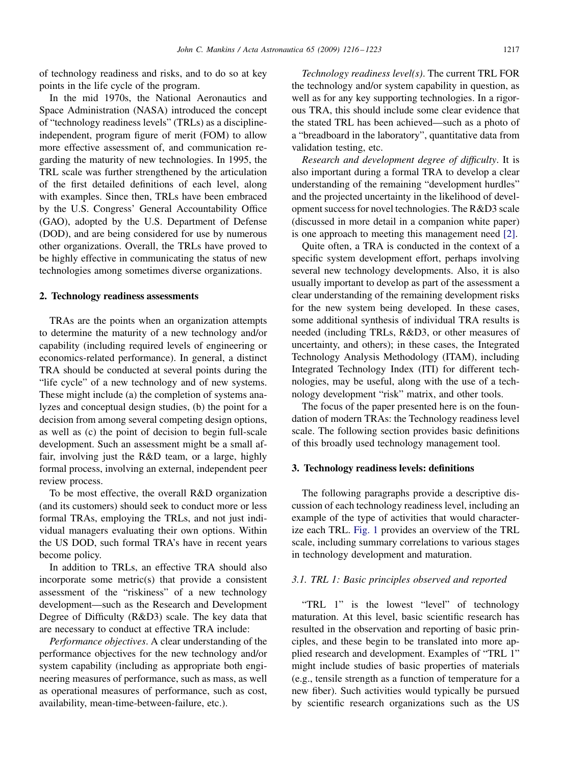of technology readiness and risks, and to do so at key points in the life cycle of the program.

In the mid 1970s, the National Aeronautics and Space Administration (NASA) introduced the concept of "technology readiness levels" (TRLs) as a discipline-independent, program figure of merit (FOM) to allow more effective assessment of, and communication regarding the maturity of new technologies. In 1995, the TRL scale was further strengthened by the articulation of the first detailed definitions of each level, along with examples. Since then, TRLs have been embraced by the U.S. Congress' General Accountability Office (GAO), adopted by the U.S. Department of Defense (DOD), and are being considered for use by numerous other organizations. Overall, the TRLs have proved to be highly effective in communicating the status of new technologies among sometimes diverse organizations.

## 2. Technology readiness assessments

TRAs are the points when an organization attempts to determine the maturity of a new technology and/or capability (including required levels of engineering or economics-related performance). In general, a distinct TRA should be conducted at several points during the "life cycle" of a new technology and of new systems. These might include (a) the completion of systems analyzes and conceptual design studies, (b) the point for a decision from among several competing design options, as well as (c) the point of decision to begin full-scale development. Such an assessment might be a small affair, involving just the R&D team, or a large, highly formal process, involving an external, independent peer review process.

To be most effective, the overall R&D organization (and its customers) should seek to conduct more or less formal TRAs, employing the TRLs, and not just individual managers evaluating their own options. Within the US DOD, such formal TRA's have in recent years become policy.

In addition to TRLs, an effective TRA should also incorporate some metric(s) that provide a consistent assessment of the "riskiness" of a new technology development—such as the Research and Development Degree of Difficulty (R&D3) scale. The key data that are necessary to conduct at effective TRA include:

*Performance objectives*. A clear understanding of the performance objectives for the new technology and/or system capability (including as appropriate both engineering measures of performance, such as mass, as well as operational measures of performance, such as cost, availability, mean-time-between-failure, etc.).

*Technology readiness level(s)*. The current TRL FOR the technology and/or system capability in question, as well as for any key supporting technologies. In a rigorous TRA, this should include some clear evidence that the stated TRL has been achieved—such as a photo of a "breadboard in the laboratory", quantitative data from validation testing, etc.

*Research and development degree of difficulty*. It is also important during a formal TRA to develop a clear understanding of the remaining "development hurdles" and the projected uncertainty in the likelihood of development success for novel technologies. The R&D3 scale (discussed in more detail in a companion white paper) is one approach to meeting this management need [2].

Quite often, a TRA is conducted in the context of a specific system development effort, perhaps involving several new technology developments. Also, it is also usually important to develop as part of the assessment a clear understanding of the remaining development risks for the new system being developed. In these cases, some additional synthesis of individual TRA results is needed (including TRLs, R&D3, or other measures of uncertainty, and others); in these cases, the Integrated Technology Analysis Methodology (ITAM), including Integrated Technology Index (ITI) for different technologies, may be useful, along with the use of a technology development "risk" matrix, and other tools.

The focus of the paper presented here is on the foundation of modern TRAs: the Technology readiness level scale. The following section provides basic definitions of this broadly used technology management tool.

## 3. Technology readiness levels: definitions

The following paragraphs provide a descriptive discussion of each technology readiness level, including an example of the type of activities that would characterize each TRL. Fig. 1 provides an overview of the TRL scale, including summary correlations to various stages in technology development and maturation.

### *3.1. TRL 1: Basic principles observed and reported*

"TRL 1" is the lowest "level" of technology maturation. At this level, basic scientific research has resulted in the observation and reporting of basic principles, and these begin to be translated into more applied research and development. Examples of "TRL 1" might include studies of basic properties of materials (e.g., tensile strength as a function of temperature for a new fiber). Such activities would typically be pursued by scientific research organizations such as the US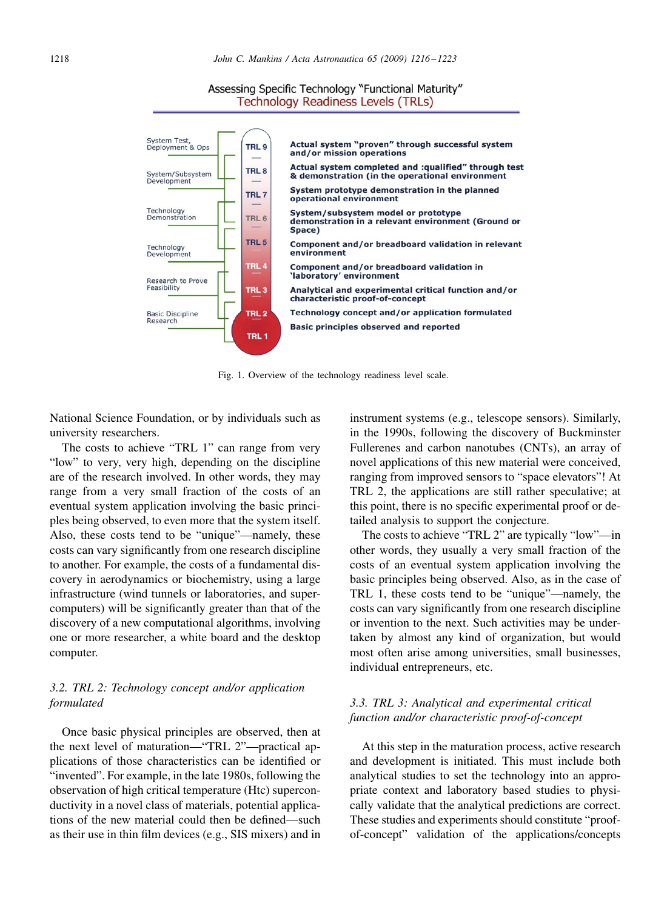Assessing Specific Technology "Functional Maturity"
Technology Readiness Levels (TRLs)

| Phase | Level | Description |
| --- | --- | --- |
| System Test, Deployment & Ops | TRL 9 | Actual system "proven" through successful system and/or mission operations |
| System/Subsystem Development | TRL 8 | Actual system completed and :qualified" through test & demonstration (in the operational environment |
| | TRL 7 | System prototype demonstration in the planned operational environment |
| Technology Demonstration | TRL 6 | System/subsystem model or prototype demonstration in a relevant environment (Ground or Space) |
| Technology Development | TRL 5 | Component and/or breadboard validation in relevant environment |
| | TRL 4 | Component and/or breadboard validation in 'laboratory' environment |
| Research to Prove Feasibility | TRL 3 | Analytical and experimental critical function and/or characteristic proof-of-concept |
| Basic Discipline Research | TRL 2 | Technology concept and/or application formulated |
| | TRL 1 | Basic principles observed and reported |

Fig. 1. Overview of the technology readiness level scale.

National Science Foundation, or by individuals such as university researchers.

The costs to achieve "TRL 1" can range from very "low" to very, very high, depending on the discipline are of the research involved. In other words, they may range from a very small fraction of the costs of an eventual system application involving the basic principles being observed, to even more that the system itself. Also, these costs tend to be "unique"—namely, these costs can vary significantly from one research discipline to another. For example, the costs of a fundamental discovery in aerodynamics or biochemistry, using a large infrastructure (wind tunnels or laboratories, and supercomputers) will be significantly greater than that of the discovery of a new computational algorithms, involving one or more researcher, a white board and the desktop computer.

### *3.2. TRL 2: Technology concept and/or application formulated*

Once basic physical principles are observed, then at the next level of maturation—"TRL 2"—practical applications of those characteristics can be identified or "invented". For example, in the late 1980s, following the observation of high critical temperature (Htc) superconductivity in a novel class of materials, potential applications of the new material could then be defined—such as their use in thin film devices (e.g., SIS mixers) and in instrument systems (e.g., telescope sensors). Similarly, in the 1990s, following the discovery of Buckminster Fullerenes and carbon nanotubes (CNTs), an array of novel applications of this new material were conceived, ranging from improved sensors to "space elevators"! At TRL 2, the applications are still rather speculative; at this point, there is no specific experimental proof or detailed analysis to support the conjecture.

The costs to achieve "TRL 2" are typically "low"—in other words, they usually a very small fraction of the costs of an eventual system application involving the basic principles being observed. Also, as in the case of TRL 1, these costs tend to be "unique"—namely, the costs can vary significantly from one research discipline or invention to the next. Such activities may be undertaken by almost any kind of organization, but would most often arise among universities, small businesses, individual entrepreneurs, etc.

### *3.3. TRL 3: Analytical and experimental critical function and/or characteristic proof-of-concept*

At this step in the maturation process, active research and development is initiated. This must include both analytical studies to set the technology into an appropriate context and laboratory based studies to physically validate that the analytical predictions are correct. These studies and experiments should constitute "proof-of-concept" validation of the applications/concepts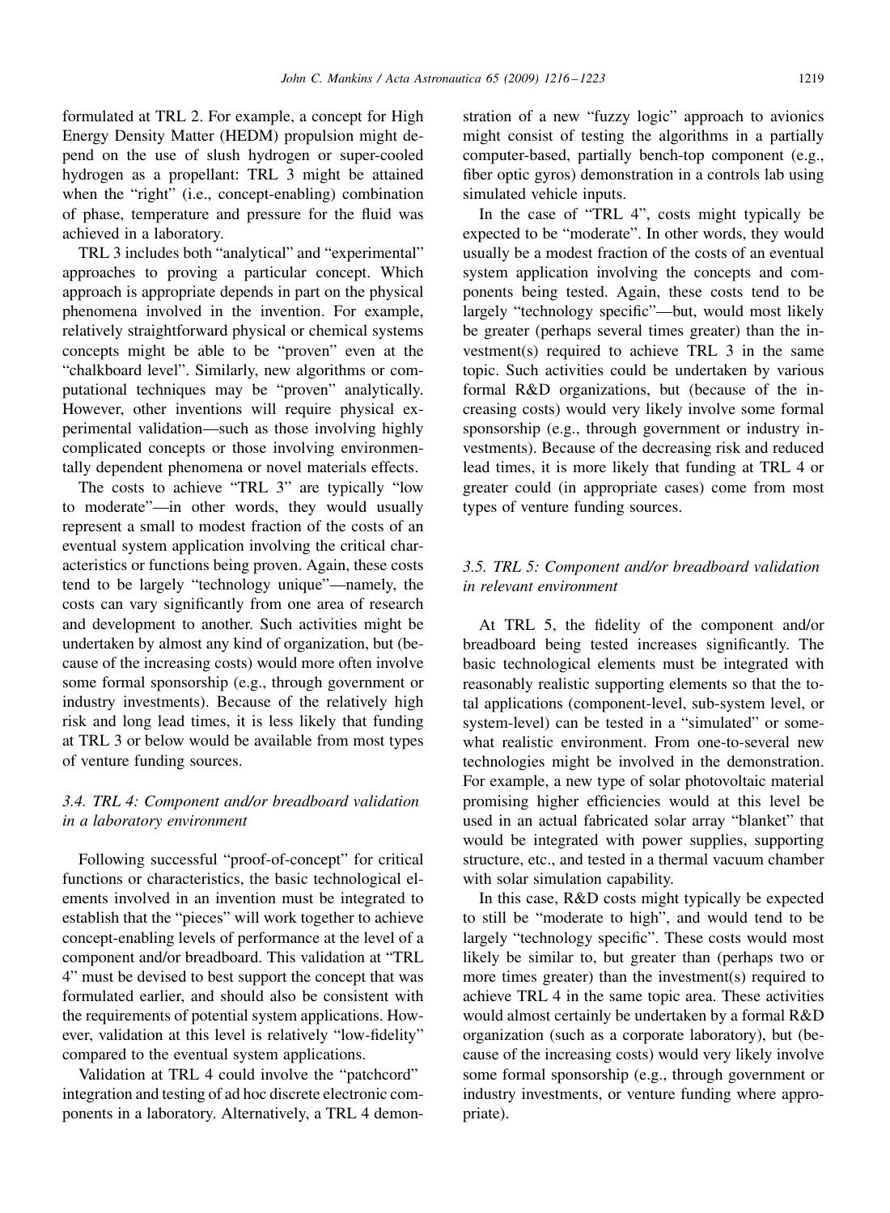formulated at TRL 2. For example, a concept for High Energy Density Matter (HEDM) propulsion might depend on the use of slush hydrogen or super-cooled hydrogen as a propellant: TRL 3 might be attained when the "right" (i.e., concept-enabling) combination of phase, temperature and pressure for the fluid was achieved in a laboratory.

TRL 3 includes both "analytical" and "experimental" approaches to proving a particular concept. Which approach is appropriate depends in part on the physical phenomena involved in the invention. For example, relatively straightforward physical or chemical systems concepts might be able to be "proven" even at the "chalkboard level". Similarly, new algorithms or computational techniques may be "proven" analytically. However, other inventions will require physical experimental validation—such as those involving highly complicated concepts or those involving environmentally dependent phenomena or novel materials effects.

The costs to achieve "TRL 3" are typically "low to moderate"—in other words, they would usually represent a small to modest fraction of the costs of an eventual system application involving the critical characteristics or functions being proven. Again, these costs tend to be largely "technology unique"—namely, the costs can vary significantly from one area of research and development to another. Such activities might be undertaken by almost any kind of organization, but (because of the increasing costs) would more often involve some formal sponsorship (e.g., through government or industry investments). Because of the relatively high risk and long lead times, it is less likely that funding at TRL 3 or below would be available from most types of venture funding sources.

### 3.4. TRL 4: Component and/or breadboard validation in a laboratory environment

Following successful "proof-of-concept" for critical functions or characteristics, the basic technological elements involved in an invention must be integrated to establish that the "pieces" will work together to achieve concept-enabling levels of performance at the level of a component and/or breadboard. This validation at "TRL 4" must be devised to best support the concept that was formulated earlier, and should also be consistent with the requirements of potential system applications. However, validation at this level is relatively "low-fidelity" compared to the eventual system applications.

Validation at TRL 4 could involve the "patchcord" integration and testing of ad hoc discrete electronic components in a laboratory. Alternatively, a TRL 4 demonstration of a new "fuzzy logic" approach to avionics might consist of testing the algorithms in a partially computer-based, partially bench-top component (e.g., fiber optic gyros) demonstration in a controls lab using simulated vehicle inputs.

In the case of "TRL 4", costs might typically be expected to be "moderate". In other words, they would usually be a modest fraction of the costs of an eventual system application involving the concepts and components being tested. Again, these costs tend to be largely "technology specific"—but, would most likely be greater (perhaps several times greater) than the investment(s) required to achieve TRL 3 in the same topic. Such activities could be undertaken by various formal R&D organizations, but (because of the increasing costs) would very likely involve some formal sponsorship (e.g., through government or industry investments). Because of the decreasing risk and reduced lead times, it is more likely that funding at TRL 4 or greater could (in appropriate cases) come from most types of venture funding sources.

### 3.5. TRL 5: Component and/or breadboard validation in relevant environment

At TRL 5, the fidelity of the component and/or breadboard being tested increases significantly. The basic technological elements must be integrated with reasonably realistic supporting elements so that the total applications (component-level, sub-system level, or system-level) can be tested in a "simulated" or somewhat realistic environment. From one-to-several new technologies might be involved in the demonstration. For example, a new type of solar photovoltaic material promising higher efficiencies would at this level be used in an actual fabricated solar array "blanket" that would be integrated with power supplies, supporting structure, etc., and tested in a thermal vacuum chamber with solar simulation capability.

In this case, R&D costs might typically be expected to still be "moderate to high", and would tend to be largely "technology specific". These costs would most likely be similar to, but greater than (perhaps two or more times greater) than the investment(s) required to achieve TRL 4 in the same topic area. These activities would almost certainly be undertaken by a formal R&D organization (such as a corporate laboratory), but (because of the increasing costs) would very likely involve some formal sponsorship (e.g., through government or industry investments, or venture funding where appropriate).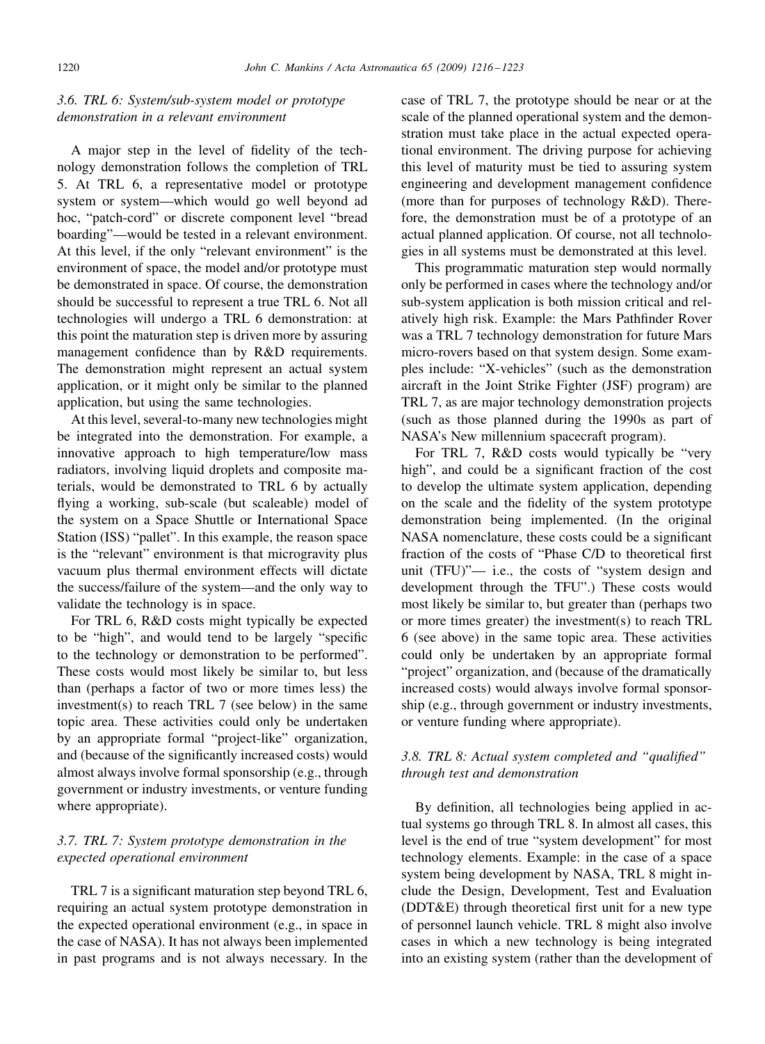### 3.6. TRL 6: System/sub-system model or prototype demonstration in a relevant environment

A major step in the level of fidelity of the technology demonstration follows the completion of TRL 5. At TRL 6, a representative model or prototype system or system—which would go well beyond ad hoc, "patch-cord" or discrete component level "bread boarding"—would be tested in a relevant environment. At this level, if the only "relevant environment" is the environment of space, the model and/or prototype must be demonstrated in space. Of course, the demonstration should be successful to represent a true TRL 6. Not all technologies will undergo a TRL 6 demonstration: at this point the maturation step is driven more by assuring management confidence than by R&D requirements. The demonstration might represent an actual system application, or it might only be similar to the planned application, but using the same technologies.

At this level, several-to-many new technologies might be integrated into the demonstration. For example, a innovative approach to high temperature/low mass radiators, involving liquid droplets and composite materials, would be demonstrated to TRL 6 by actually flying a working, sub-scale (but scaleable) model of the system on a Space Shuttle or International Space Station (ISS) "pallet". In this example, the reason space is the "relevant" environment is that microgravity plus vacuum plus thermal environment effects will dictate the success/failure of the system—and the only way to validate the technology is in space.

For TRL 6, R&D costs might typically be expected to be "high", and would tend to be largely "specific to the technology or demonstration to be performed". These costs would most likely be similar to, but less than (perhaps a factor of two or more times less) the investment(s) to reach TRL 7 (see below) in the same topic area. These activities could only be undertaken by an appropriate formal "project-like" organization, and (because of the significantly increased costs) would almost always involve formal sponsorship (e.g., through government or industry investments, or venture funding where appropriate).

### 3.7. TRL 7: System prototype demonstration in the expected operational environment

TRL 7 is a significant maturation step beyond TRL 6, requiring an actual system prototype demonstration in the expected operational environment (e.g., in space in the case of NASA). It has not always been implemented in past programs and is not always necessary. In the case of TRL 7, the prototype should be near or at the scale of the planned operational system and the demonstration must take place in the actual expected operational environment. The driving purpose for achieving this level of maturity must be tied to assuring system engineering and development management confidence (more than for purposes of technology R&D). Therefore, the demonstration must be of a prototype of an actual planned application. Of course, not all technologies in all systems must be demonstrated at this level.

This programmatic maturation step would normally only be performed in cases where the technology and/or sub-system application is both mission critical and relatively high risk. Example: the Mars Pathfinder Rover was a TRL 7 technology demonstration for future Mars micro-rovers based on that system design. Some examples include: "X-vehicles" (such as the demonstration aircraft in the Joint Strike Fighter (JSF) program) are TRL 7, as are major technology demonstration projects (such as those planned during the 1990s as part of NASA's New millennium spacecraft program).

For TRL 7, R&D costs would typically be "very high", and could be a significant fraction of the cost to develop the ultimate system application, depending on the scale and the fidelity of the system prototype demonstration being implemented. (In the original NASA nomenclature, these costs could be a significant fraction of the costs of "Phase C/D to theoretical first unit (TFU)"— i.e., the costs of "system design and development through the TFU".) These costs would most likely be similar to, but greater than (perhaps two or more times greater) the investment(s) to reach TRL 6 (see above) in the same topic area. These activities could only be undertaken by an appropriate formal "project" organization, and (because of the dramatically increased costs) would always involve formal sponsorship (e.g., through government or industry investments, or venture funding where appropriate).

### 3.8. TRL 8: Actual system completed and "qualified" through test and demonstration

By definition, all technologies being applied in actual systems go through TRL 8. In almost all cases, this level is the end of true "system development" for most technology elements. Example: in the case of a space system being development by NASA, TRL 8 might include the Design, Development, Test and Evaluation (DDT&E) through theoretical first unit for a new type of personnel launch vehicle. TRL 8 might also involve cases in which a new technology is being integrated into an existing system (rather than the development of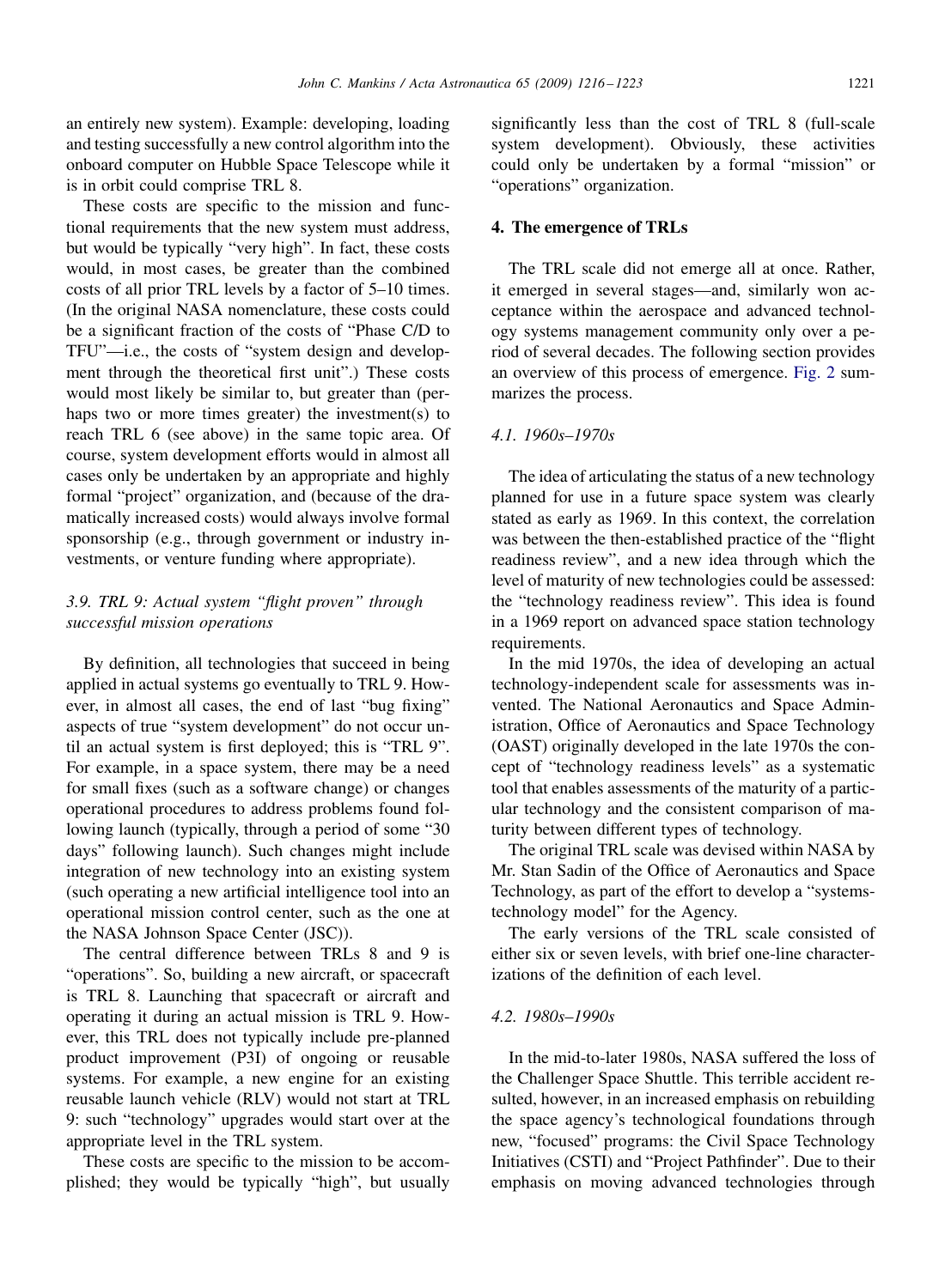an entirely new system). Example: developing, loading and testing successfully a new control algorithm into the onboard computer on Hubble Space Telescope while it is in orbit could comprise TRL 8.

These costs are specific to the mission and functional requirements that the new system must address, but would be typically "very high". In fact, these costs would, in most cases, be greater than the combined costs of all prior TRL levels by a factor of 5–10 times. (In the original NASA nomenclature, these costs could be a significant fraction of the costs of "Phase C/D to TFU"—i.e., the costs of "system design and development through the theoretical first unit".) These costs would most likely be similar to, but greater than (perhaps two or more times greater) the investment(s) to reach TRL 6 (see above) in the same topic area. Of course, system development efforts would in almost all cases only be undertaken by an appropriate and highly formal "project" organization, and (because of the dramatically increased costs) would always involve formal sponsorship (e.g., through government or industry investments, or venture funding where appropriate).

### 3.9. TRL 9: Actual system "flight proven" through successful mission operations

By definition, all technologies that succeed in being applied in actual systems go eventually to TRL 9. However, in almost all cases, the end of last "bug fixing" aspects of true "system development" do not occur until an actual system is first deployed; this is "TRL 9". For example, in a space system, there may be a need for small fixes (such as a software change) or changes operational procedures to address problems found following launch (typically, through a period of some "30 days" following launch). Such changes might include integration of new technology into an existing system (such operating a new artificial intelligence tool into an operational mission control center, such as the one at the NASA Johnson Space Center (JSC)).

The central difference between TRLs 8 and 9 is "operations". So, building a new aircraft, or spacecraft is TRL 8. Launching that spacecraft or aircraft and operating it during an actual mission is TRL 9. However, this TRL does not typically include pre-planned product improvement (P3I) of ongoing or reusable systems. For example, a new engine for an existing reusable launch vehicle (RLV) would not start at TRL 9: such "technology" upgrades would start over at the appropriate level in the TRL system.

These costs are specific to the mission to be accomplished; they would be typically "high", but usually significantly less than the cost of TRL 8 (full-scale system development). Obviously, these activities could only be undertaken by a formal "mission" or "operations" organization.

## 4. The emergence of TRLs

The TRL scale did not emerge all at once. Rather, it emerged in several stages—and, similarly won acceptance within the aerospace and advanced technology systems management community only over a period of several decades. The following section provides an overview of this process of emergence. Fig. 2 summarizes the process.

### 4.1. 1960s–1970s

The idea of articulating the status of a new technology planned for use in a future space system was clearly stated as early as 1969. In this context, the correlation was between the then-established practice of the "flight readiness review", and a new idea through which the level of maturity of new technologies could be assessed: the "technology readiness review". This idea is found in a 1969 report on advanced space station technology requirements.

In the mid 1970s, the idea of developing an actual technology-independent scale for assessments was invented. The National Aeronautics and Space Administration, Office of Aeronautics and Space Technology (OAST) originally developed in the late 1970s the concept of "technology readiness levels" as a systematic tool that enables assessments of the maturity of a particular technology and the consistent comparison of maturity between different types of technology.

The original TRL scale was devised within NASA by Mr. Stan Sadin of the Office of Aeronautics and Space Technology, as part of the effort to develop a "systems-technology model" for the Agency.

The early versions of the TRL scale consisted of either six or seven levels, with brief one-line characterizations of the definition of each level.

### 4.2. 1980s–1990s

In the mid-to-later 1980s, NASA suffered the loss of the Challenger Space Shuttle. This terrible accident resulted, however, in an increased emphasis on rebuilding the space agency's technological foundations through new, "focused" programs: the Civil Space Technology Initiatives (CSTI) and "Project Pathfinder". Due to their emphasis on moving advanced technologies through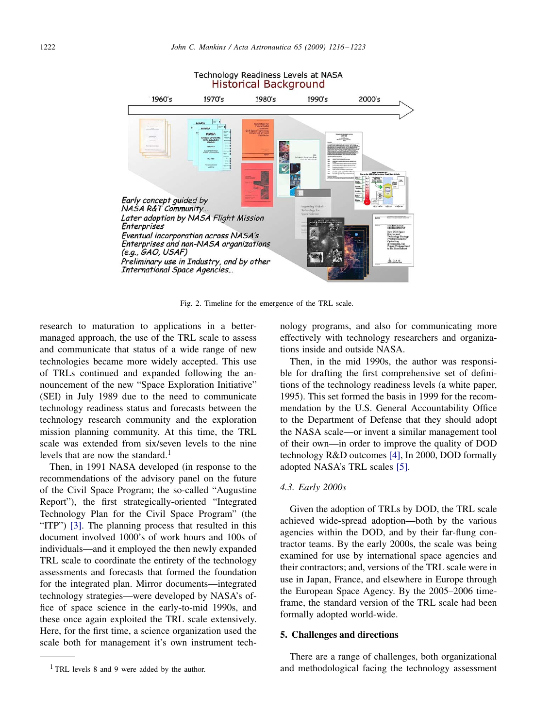Technology Readiness Levels at NASA
Historical Background

1960's 1970's 1980's 1990's 2000's

*Early concept guided by NASA R&T Community...*
*Later adoption by NASA Flight Mission Enterprises*
*Eventual incorporation across NASA's Enterprises and non-NASA organizations (e.g., GAO, USAF)*
*Preliminary use in Industry, and by other International Space Agencies...*

Fig. 2. Timeline for the emergence of the TRL scale.

research to maturation to applications in a better-managed approach, the use of the TRL scale to assess and communicate that status of a wide range of new technologies became more widely accepted. This use of TRLs continued and expanded following the announcement of the new "Space Exploration Initiative" (SEI) in July 1989 due to the need to communicate technology readiness status and forecasts between the technology research community and the exploration mission planning community. At this time, the TRL scale was extended from six/seven levels to the nine levels that are now the standard.[1]

Then, in 1991 NASA developed (in response to the recommendations of the advisory panel on the future of the Civil Space Program; the so-called "Augustine Report"), the first strategically-oriented "Integrated Technology Plan for the Civil Space Program" (the "ITP") [3]. The planning process that resulted in this document involved 1000's of work hours and 100s of individuals—and it employed the then newly expanded TRL scale to coordinate the entirety of the technology assessments and forecasts that formed the foundation for the integrated plan. Mirror documents—integrated technology strategies—were developed by NASA's office of space science in the early-to-mid 1990s, and these once again exploited the TRL scale extensively. Here, for the first time, a science organization used the scale both for management it's own instrument technology programs, and also for communicating more effectively with technology researchers and organizations inside and outside NASA.

Then, in the mid 1990s, the author was responsible for drafting the first comprehensive set of definitions of the technology readiness levels (a white paper, 1995). This set formed the basis in 1999 for the recommendation by the U.S. General Accountability Office to the Department of Defense that they should adopt the NASA scale—or invent a similar management tool of their own—in order to improve the quality of DOD technology R&D outcomes [4], In 2000, DOD formally adopted NASA's TRL scales [5].

### 4.3. Early 2000s

Given the adoption of TRLs by DOD, the TRL scale achieved wide-spread adoption—both by the various agencies within the DOD, and by their far-flung contractor teams. By the early 2000s, the scale was being examined for use by international space agencies and their contractors; and, versions of the TRL scale were in use in Japan, France, and elsewhere in Europe through the European Space Agency. By the 2005–2006 timeframe, the standard version of the TRL scale had been formally adopted world-wide.

## 5. Challenges and directions

There are a range of challenges, both organizational and methodological facing the technology assessment

[1] TRL levels 8 and 9 were added by the author.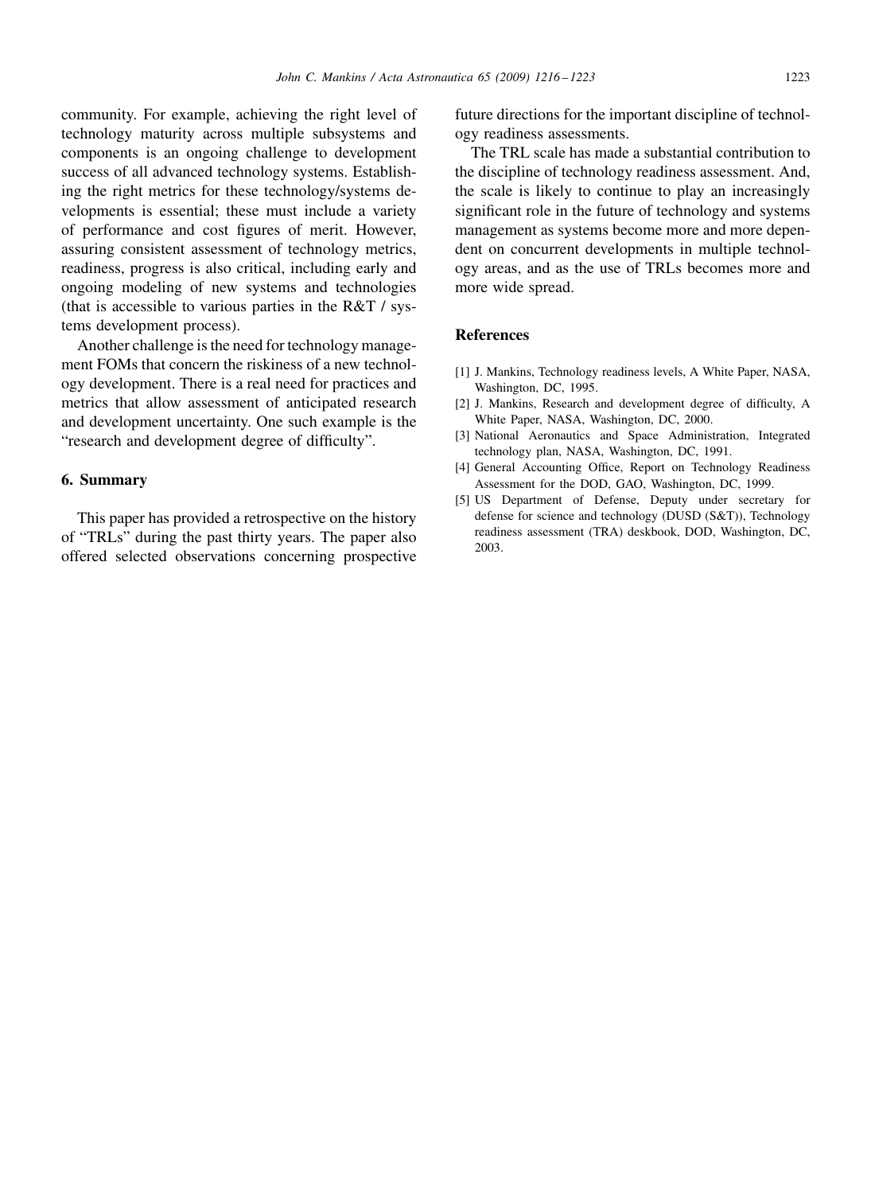community. For example, achieving the right level of technology maturity across multiple subsystems and components is an ongoing challenge to development success of all advanced technology systems. Establishing the right metrics for these technology/systems developments is essential; these must include a variety of performance and cost figures of merit. However, assuring consistent assessment of technology metrics, readiness, progress is also critical, including early and ongoing modeling of new systems and technologies (that is accessible to various parties in the R&T / systems development process).

Another challenge is the need for technology management FOMs that concern the riskiness of a new technology development. There is a real need for practices and metrics that allow assessment of anticipated research and development uncertainty. One such example is the "research and development degree of difficulty".

## 6. Summary

This paper has provided a retrospective on the history of "TRLs" during the past thirty years. The paper also offered selected observations concerning prospective future directions for the important discipline of technology readiness assessments.

The TRL scale has made a substantial contribution to the discipline of technology readiness assessment. And, the scale is likely to continue to play an increasingly significant role in the future of technology and systems management as systems become more and more dependent on concurrent developments in multiple technology areas, and as the use of TRLs becomes more and more wide spread.

## References

[1] J. Mankins, Technology readiness levels, A White Paper, NASA, Washington, DC, 1995.

[2] J. Mankins, Research and development degree of difficulty, A White Paper, NASA, Washington, DC, 2000.

[3] National Aeronautics and Space Administration, Integrated technology plan, NASA, Washington, DC, 1991.

[4] General Accounting Office, Report on Technology Readiness Assessment for the DOD, GAO, Washington, DC, 1999.

[5] US Department of Defense, Deputy under secretary for defense for science and technology (DUSD (S&T)), Technology readiness assessment (TRA) deskbook, DOD, Washington, DC, 2003.